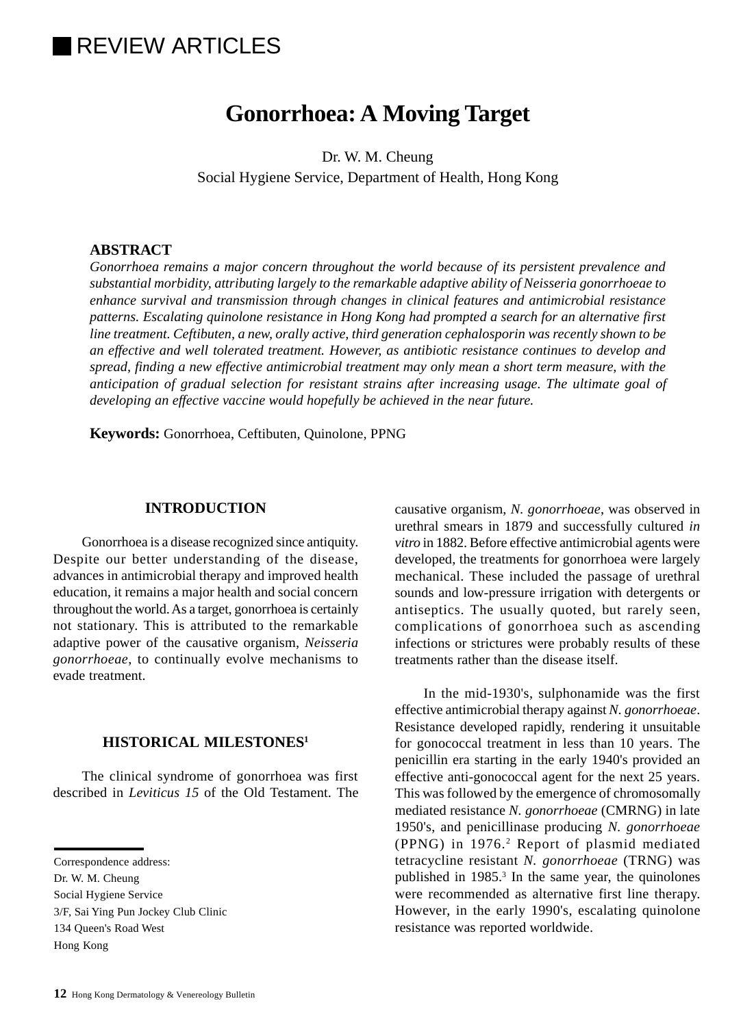REVIEW ARTICLES

# Gonorrhoea: A Moving Target

Dr. W. M. Cheung
Social Hygiene Service, Department of Health, Hong Kong

**ABSTRACT**

*Gonorrhoea remains a major concern throughout the world because of its persistent prevalence and substantial morbidity, attributing largely to the remarkable adaptive ability of Neisseria gonorrhoeae to enhance survival and transmission through changes in clinical features and antimicrobial resistance patterns. Escalating quinolone resistance in Hong Kong had prompted a search for an alternative first line treatment. Ceftibuten, a new, orally active, third generation cephalosporin was recently shown to be an effective and well tolerated treatment. However, as antibiotic resistance continues to develop and spread, finding a new effective antimicrobial treatment may only mean a short term measure, with the anticipation of gradual selection for resistant strains after increasing usage. The ultimate goal of developing an effective vaccine would hopefully be achieved in the near future.*

**Keywords:** Gonorrhoea, Ceftibuten, Quinolone, PPNG

## INTRODUCTION

Gonorrhoea is a disease recognized since antiquity. Despite our better understanding of the disease, advances in antimicrobial therapy and improved health education, it remains a major health and social concern throughout the world. As a target, gonorrhoea is certainly not stationary. This is attributed to the remarkable adaptive power of the causative organism, *Neisseria gonorrhoeae*, to continually evolve mechanisms to evade treatment.

## HISTORICAL MILESTONES[1]

The clinical syndrome of gonorrhoea was first described in *Leviticus 15* of the Old Testament. The causative organism, *N. gonorrhoeae*, was observed in urethral smears in 1879 and successfully cultured *in vitro* in 1882. Before effective antimicrobial agents were developed, the treatments for gonorrhoea were largely mechanical. These included the passage of urethral sounds and low-pressure irrigation with detergents or antiseptics. The usually quoted, but rarely seen, complications of gonorrhoea such as ascending infections or strictures were probably results of these treatments rather than the disease itself.

In the mid-1930's, sulphonamide was the first effective antimicrobial therapy against *N. gonorrhoeae*. Resistance developed rapidly, rendering it unsuitable for gonococcal treatment in less than 10 years. The penicillin era starting in the early 1940's provided an effective anti-gonococcal agent for the next 25 years. This was followed by the emergence of chromosomally mediated resistance *N. gonorrhoeae* (CMRNG) in late 1950's, and penicillinase producing *N. gonorrhoeae* (PPNG) in 1976.[2] Report of plasmid mediated tetracycline resistant *N. gonorrhoeae* (TRNG) was published in 1985.[3] In the same year, the quinolones were recommended as alternative first line therapy. However, in the early 1990's, escalating quinolone resistance was reported worldwide.

---

Correspondence address:
Dr. W. M. Cheung
Social Hygiene Service
3/F, Sai Ying Pun Jockey Club Clinic
134 Queen's Road West
Hong Kong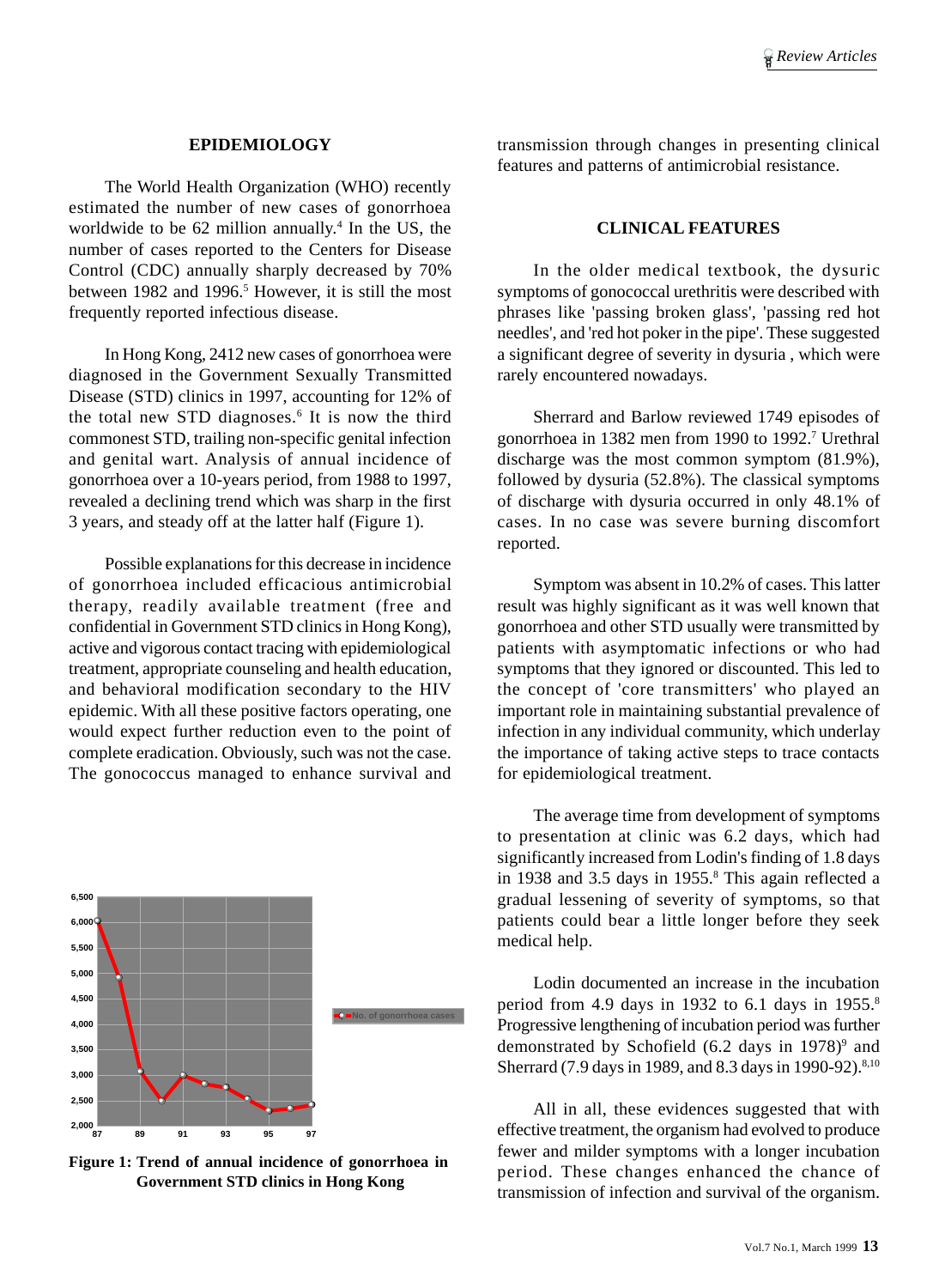## EPIDEMIOLOGY

The World Health Organization (WHO) recently estimated the number of new cases of gonorrhoea worldwide to be 62 million annually.[4] In the US, the number of cases reported to the Centers for Disease Control (CDC) annually sharply decreased by 70% between 1982 and 1996.[5] However, it is still the most frequently reported infectious disease.

In Hong Kong, 2412 new cases of gonorrhoea were diagnosed in the Government Sexually Transmitted Disease (STD) clinics in 1997, accounting for 12% of the total new STD diagnoses.[6] It is now the third commonest STD, trailing non-specific genital infection and genital wart. Analysis of annual incidence of gonorrhoea over a 10-years period, from 1988 to 1997, revealed a declining trend which was sharp in the first 3 years, and steady off at the latter half (Figure 1).

Possible explanations for this decrease in incidence of gonorrhoea included efficacious antimicrobial therapy, readily available treatment (free and confidential in Government STD clinics in Hong Kong), active and vigorous contact tracing with epidemiological treatment, appropriate counseling and health education, and behavioral modification secondary to the HIV epidemic. With all these positive factors operating, one would expect further reduction even to the point of complete eradication. Obviously, such was not the case. The gonococcus managed to enhance survival and transmission through changes in presenting clinical features and patterns of antimicrobial resistance.

**Figure 1: Trend of annual incidence of gonorrhoea in Government STD clinics in Hong Kong**

## CLINICAL FEATURES

In the older medical textbook, the dysuric symptoms of gonococcal urethritis were described with phrases like 'passing broken glass', 'passing red hot needles', and 'red hot poker in the pipe'. These suggested a significant degree of severity in dysuria , which were rarely encountered nowadays.

Sherrard and Barlow reviewed 1749 episodes of gonorrhoea in 1382 men from 1990 to 1992.[7] Urethral discharge was the most common symptom (81.9%), followed by dysuria (52.8%). The classical symptoms of discharge with dysuria occurred in only 48.1% of cases. In no case was severe burning discomfort reported.

Symptom was absent in 10.2% of cases. This latter result was highly significant as it was well known that gonorrhoea and other STD usually were transmitted by patients with asymptomatic infections or who had symptoms that they ignored or discounted. This led to the concept of 'core transmitters' who played an important role in maintaining substantial prevalence of infection in any individual community, which underlay the importance of taking active steps to trace contacts for epidemiological treatment.

The average time from development of symptoms to presentation at clinic was 6.2 days, which had significantly increased from Lodin's finding of 1.8 days in 1938 and 3.5 days in 1955.[8] This again reflected a gradual lessening of severity of symptoms, so that patients could bear a little longer before they seek medical help.

Lodin documented an increase in the incubation period from 4.9 days in 1932 to 6.1 days in 1955.[8] Progressive lengthening of incubation period was further demonstrated by Schofield (6.2 days in 1978)[9] and Sherrard (7.9 days in 1989, and 8.3 days in 1990-92).[8,10]

All in all, these evidences suggested that with effective treatment, the organism had evolved to produce fewer and milder symptoms with a longer incubation period. These changes enhanced the chance of transmission of infection and survival of the organism.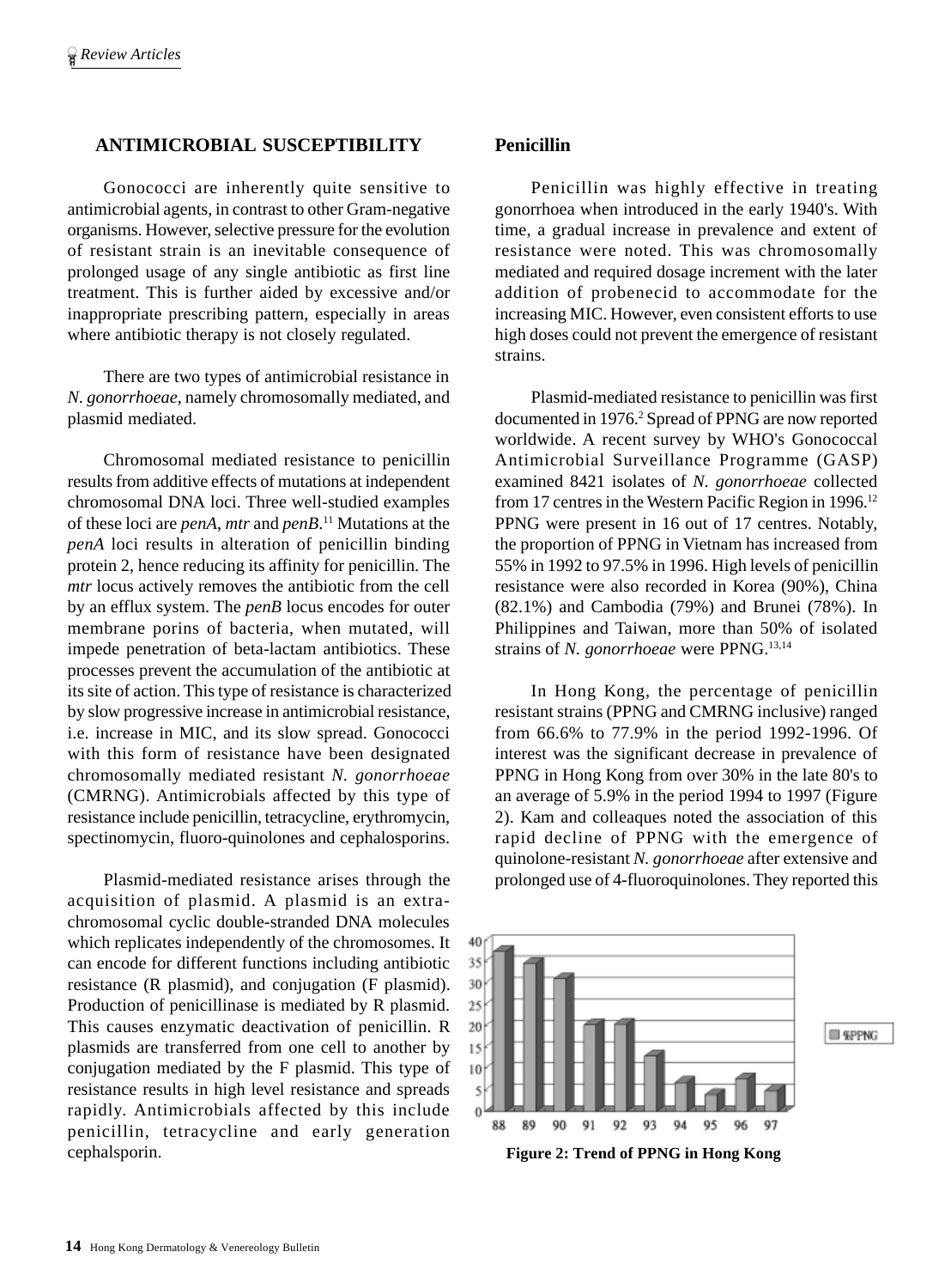## ANTIMICROBIAL SUSCEPTIBILITY

Gonococci are inherently quite sensitive to antimicrobial agents, in contrast to other Gram-negative organisms. However, selective pressure for the evolution of resistant strain is an inevitable consequence of prolonged usage of any single antibiotic as first line treatment. This is further aided by excessive and/or inappropriate prescribing pattern, especially in areas where antibiotic therapy is not closely regulated.

There are two types of antimicrobial resistance in *N. gonorrhoeae*, namely chromosomally mediated, and plasmid mediated.

Chromosomal mediated resistance to penicillin results from additive effects of mutations at independent chromosomal DNA loci. Three well-studied examples of these loci are *penA*, *mtr* and *penB*.[11] Mutations at the *penA* loci results in alteration of penicillin binding protein 2, hence reducing its affinity for penicillin. The *mtr* locus actively removes the antibiotic from the cell by an efflux system. The *penB* locus encodes for outer membrane porins of bacteria, when mutated, will impede penetration of beta-lactam antibiotics. These processes prevent the accumulation of the antibiotic at its site of action. This type of resistance is characterized by slow progressive increase in antimicrobial resistance, i.e. increase in MIC, and its slow spread. Gonococci with this form of resistance have been designated chromosomally mediated resistant *N. gonorrhoeae* (CMRNG). Antimicrobials affected by this type of resistance include penicillin, tetracycline, erythromycin, spectinomycin, fluoro-quinolones and cephalosporins.

Plasmid-mediated resistance arises through the acquisition of plasmid. A plasmid is an extra-chromosomal cyclic double-stranded DNA molecules which replicates independently of the chromosomes. It can encode for different functions including antibiotic resistance (R plasmid), and conjugation (F plasmid). Production of penicillinase is mediated by R plasmid. This causes enzymatic deactivation of penicillin. R plasmids are transferred from one cell to another by conjugation mediated by the F plasmid. This type of resistance results in high level resistance and spreads rapidly. Antimicrobials affected by this include penicillin, tetracycline and early generation cephalsporin.

### Penicillin

Penicillin was highly effective in treating gonorrhoea when introduced in the early 1940's. With time, a gradual increase in prevalence and extent of resistance were noted. This was chromosomally mediated and required dosage increment with the later addition of probenecid to accommodate for the increasing MIC. However, even consistent efforts to use high doses could not prevent the emergence of resistant strains.

Plasmid-mediated resistance to penicillin was first documented in 1976.[2] Spread of PPNG are now reported worldwide. A recent survey by WHO's Gonococcal Antimicrobial Surveillance Programme (GASP) examined 8421 isolates of *N. gonorrhoeae* collected from 17 centres in the Western Pacific Region in 1996.[12] PPNG were present in 16 out of 17 centres. Notably, the proportion of PPNG in Vietnam has increased from 55% in 1992 to 97.5% in 1996. High levels of penicillin resistance were also recorded in Korea (90%), China (82.1%) and Cambodia (79%) and Brunei (78%). In Philippines and Taiwan, more than 50% of isolated strains of *N. gonorrhoeae* were PPNG.[13,14]

In Hong Kong, the percentage of penicillin resistant strains (PPNG and CMRNG inclusive) ranged from 66.6% to 77.9% in the period 1992-1996. Of interest was the significant decrease in prevalence of PPNG in Hong Kong from over 30% in the late 80's to an average of 5.9% in the period 1994 to 1997 (Figure 2). Kam and colleaques noted the association of this rapid decline of PPNG with the emergence of quinolone-resistant *N. gonorrhoeae* after extensive and prolonged use of 4-fluoroquinolones. They reported this

**Figure 2: Trend of PPNG in Hong Kong**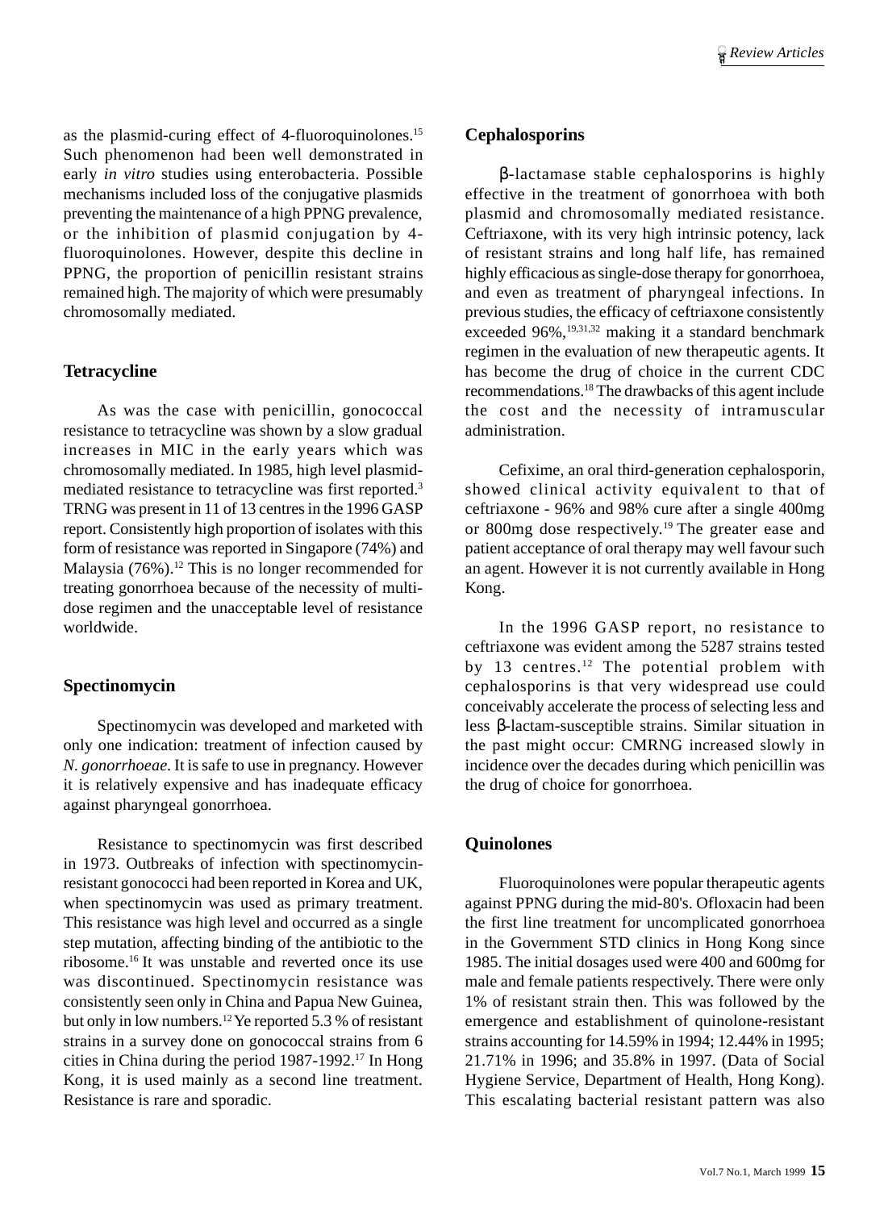as the plasmid-curing effect of 4-fluoroquinolones.[15] Such phenomenon had been well demonstrated in early *in vitro* studies using enterobacteria. Possible mechanisms included loss of the conjugative plasmids preventing the maintenance of a high PPNG prevalence, or the inhibition of plasmid conjugation by 4-fluoroquinolones. However, despite this decline in PPNG, the proportion of penicillin resistant strains remained high. The majority of which were presumably chromosomally mediated.

## Tetracycline

As was the case with penicillin, gonococcal resistance to tetracycline was shown by a slow gradual increases in MIC in the early years which was chromosomally mediated. In 1985, high level plasmid-mediated resistance to tetracycline was first reported.[3] TRNG was present in 11 of 13 centres in the 1996 GASP report. Consistently high proportion of isolates with this form of resistance was reported in Singapore (74%) and Malaysia (76%).[12] This is no longer recommended for treating gonorrhoea because of the necessity of multi-dose regimen and the unacceptable level of resistance worldwide.

## Spectinomycin

Spectinomycin was developed and marketed with only one indication: treatment of infection caused by *N. gonorrhoeae*. It is safe to use in pregnancy. However it is relatively expensive and has inadequate efficacy against pharyngeal gonorrhoea.

Resistance to spectinomycin was first described in 1973. Outbreaks of infection with spectinomycin-resistant gonococci had been reported in Korea and UK, when spectinomycin was used as primary treatment. This resistance was high level and occurred as a single step mutation, affecting binding of the antibiotic to the ribosome.[16] It was unstable and reverted once its use was discontinued. Spectinomycin resistance was consistently seen only in China and Papua New Guinea, but only in low numbers.[12] Ye reported 5.3 % of resistant strains in a survey done on gonococcal strains from 6 cities in China during the period 1987-1992.[17] In Hong Kong, it is used mainly as a second line treatment. Resistance is rare and sporadic.

## Cephalosporins

β-lactamase stable cephalosporins is highly effective in the treatment of gonorrhoea with both plasmid and chromosomally mediated resistance. Ceftriaxone, with its very high intrinsic potency, lack of resistant strains and long half life, has remained highly efficacious as single-dose therapy for gonorrhoea, and even as treatment of pharyngeal infections. In previous studies, the efficacy of ceftriaxone consistently exceeded 96%,[19,31,32] making it a standard benchmark regimen in the evaluation of new therapeutic agents. It has become the drug of choice in the current CDC recommendations.[18] The drawbacks of this agent include the cost and the necessity of intramuscular administration.

Cefixime, an oral third-generation cephalosporin, showed clinical activity equivalent to that of ceftriaxone - 96% and 98% cure after a single 400mg or 800mg dose respectively.[19] The greater ease and patient acceptance of oral therapy may well favour such an agent. However it is not currently available in Hong Kong.

In the 1996 GASP report, no resistance to ceftriaxone was evident among the 5287 strains tested by 13 centres.[12] The potential problem with cephalosporins is that very widespread use could conceivably accelerate the process of selecting less and less β-lactam-susceptible strains. Similar situation in the past might occur: CMRNG increased slowly in incidence over the decades during which penicillin was the drug of choice for gonorrhoea.

## Quinolones

Fluoroquinolones were popular therapeutic agents against PPNG during the mid-80's. Ofloxacin had been the first line treatment for uncomplicated gonorrhoea in the Government STD clinics in Hong Kong since 1985. The initial dosages used were 400 and 600mg for male and female patients respectively. There were only 1% of resistant strain then. This was followed by the emergence and establishment of quinolone-resistant strains accounting for 14.59% in 1994; 12.44% in 1995; 21.71% in 1996; and 35.8% in 1997. (Data of Social Hygiene Service, Department of Health, Hong Kong). This escalating bacterial resistant pattern was also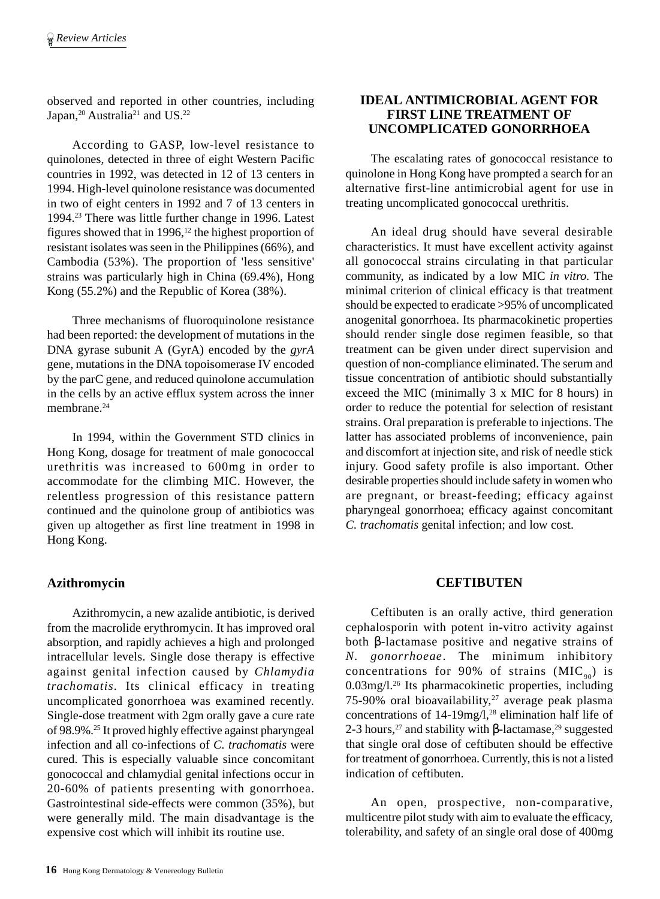observed and reported in other countries, including Japan,[20] Australia[21] and US.[22]

According to GASP, low-level resistance to quinolones, detected in three of eight Western Pacific countries in 1992, was detected in 12 of 13 centers in 1994. High-level quinolone resistance was documented in two of eight centers in 1992 and 7 of 13 centers in 1994.[23] There was little further change in 1996. Latest figures showed that in 1996,[12] the highest proportion of resistant isolates was seen in the Philippines (66%), and Cambodia (53%). The proportion of 'less sensitive' strains was particularly high in China (69.4%), Hong Kong (55.2%) and the Republic of Korea (38%).

Three mechanisms of fluoroquinolone resistance had been reported: the development of mutations in the DNA gyrase subunit A (GyrA) encoded by the *gyrA* gene, mutations in the DNA topoisomerase IV encoded by the parC gene, and reduced quinolone accumulation in the cells by an active efflux system across the inner membrane.[24]

In 1994, within the Government STD clinics in Hong Kong, dosage for treatment of male gonococcal urethritis was increased to 600mg in order to accommodate for the climbing MIC. However, the relentless progression of this resistance pattern continued and the quinolone group of antibiotics was given up altogether as first line treatment in 1998 in Hong Kong.

## Azithromycin

Azithromycin, a new azalide antibiotic, is derived from the macrolide erythromycin. It has improved oral absorption, and rapidly achieves a high and prolonged intracellular levels. Single dose therapy is effective against genital infection caused by *Chlamydia trachomatis*. Its clinical efficacy in treating uncomplicated gonorrhoea was examined recently. Single-dose treatment with 2gm orally gave a cure rate of 98.9%.[25] It proved highly effective against pharyngeal infection and all co-infections of *C. trachomatis* were cured. This is especially valuable since concomitant gonococcal and chlamydial genital infections occur in 20-60% of patients presenting with gonorrhoea. Gastrointestinal side-effects were common (35%), but were generally mild. The main disadvantage is the expensive cost which will inhibit its routine use.

## IDEAL ANTIMICROBIAL AGENT FOR FIRST LINE TREATMENT OF UNCOMPLICATED GONORRHOEA

The escalating rates of gonococcal resistance to quinolone in Hong Kong have prompted a search for an alternative first-line antimicrobial agent for use in treating uncomplicated gonococcal urethritis.

An ideal drug should have several desirable characteristics. It must have excellent activity against all gonococcal strains circulating in that particular community, as indicated by a low MIC *in vitro*. The minimal criterion of clinical efficacy is that treatment should be expected to eradicate >95% of uncomplicated anogenital gonorrhoea. Its pharmacokinetic properties should render single dose regimen feasible, so that treatment can be given under direct supervision and question of non-compliance eliminated. The serum and tissue concentration of antibiotic should substantially exceed the MIC (minimally 3 x MIC for 8 hours) in order to reduce the potential for selection of resistant strains. Oral preparation is preferable to injections. The latter has associated problems of inconvenience, pain and discomfort at injection site, and risk of needle stick injury. Good safety profile is also important. Other desirable properties should include safety in women who are pregnant, or breast-feeding; efficacy against pharyngeal gonorrhoea; efficacy against concomitant *C. trachomatis* genital infection; and low cost.

## CEFTIBUTEN

Ceftibuten is an orally active, third generation cephalosporin with potent in-vitro activity against both β-lactamase positive and negative strains of *N. gonorrhoeae*. The minimum inhibitory concentrations for 90% of strains ($MIC_{90}$) is 0.03mg/l.[26] Its pharmacokinetic properties, including 75-90% oral bioavailability,[27] average peak plasma concentrations of 14-19mg/l,[28] elimination half life of 2-3 hours,[27] and stability with β-lactamase,[29] suggested that single oral dose of ceftibuten should be effective for treatment of gonorrhoea. Currently, this is not a listed indication of ceftibuten.

An open, prospective, non-comparative, multicentre pilot study with aim to evaluate the efficacy, tolerability, and safety of an single oral dose of 400mg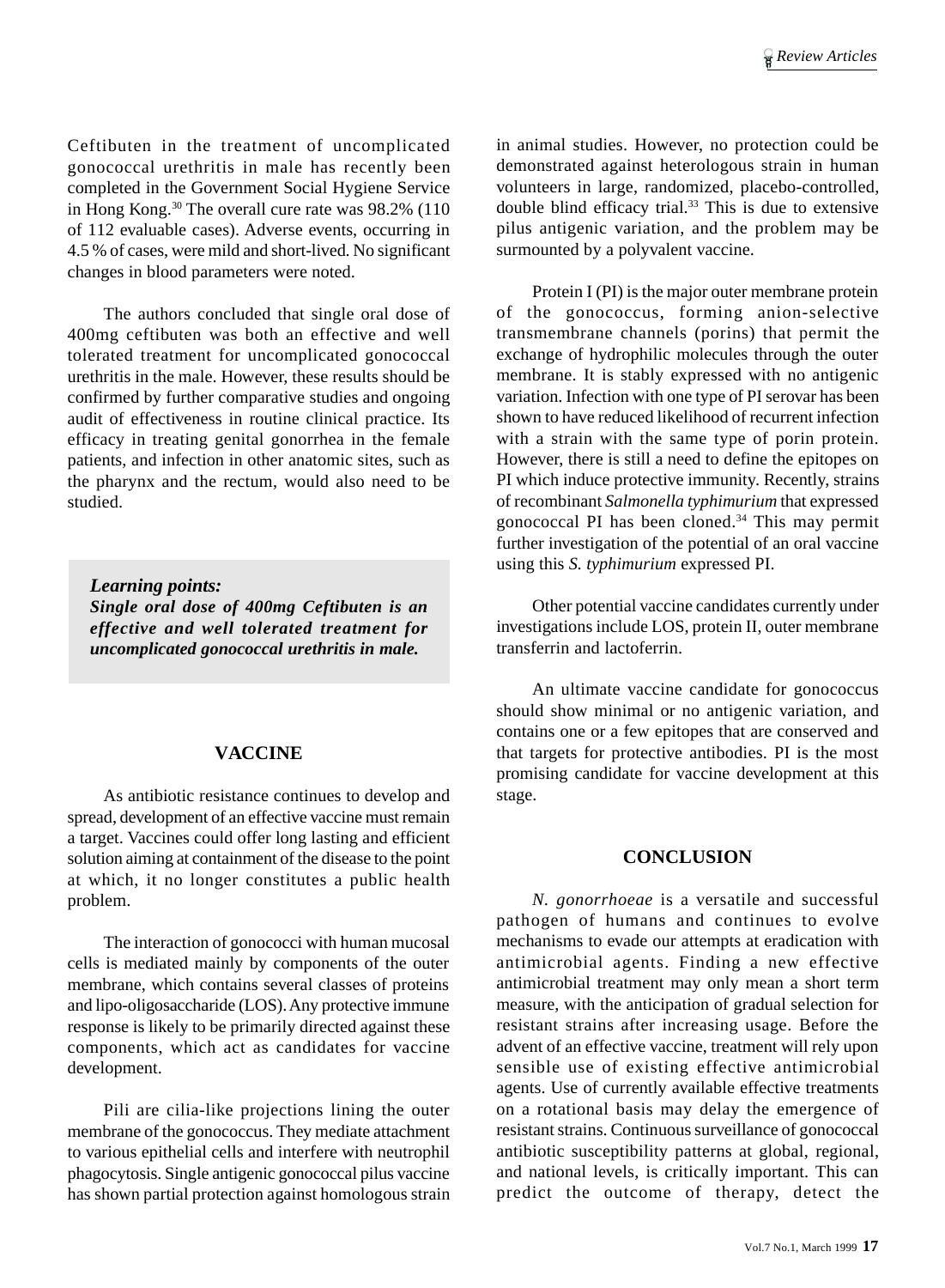Ceftibuten in the treatment of uncomplicated gonococcal urethritis in male has recently been completed in the Government Social Hygiene Service in Hong Kong.[30] The overall cure rate was 98.2% (110 of 112 evaluable cases). Adverse events, occurring in 4.5 % of cases, were mild and short-lived. No significant changes in blood parameters were noted.

The authors concluded that single oral dose of 400mg ceftibuten was both an effective and well tolerated treatment for uncomplicated gonococcal urethritis in the male. However, these results should be confirmed by further comparative studies and ongoing audit of effectiveness in routine clinical practice. Its efficacy in treating genital gonorrhea in the female patients, and infection in other anatomic sites, such as the pharynx and the rectum, would also need to be studied.

> ***Learning points:***
> ***Single oral dose of 400mg Ceftibuten is an effective and well tolerated treatment for uncomplicated gonococcal urethritis in male.***

## VACCINE

As antibiotic resistance continues to develop and spread, development of an effective vaccine must remain a target. Vaccines could offer long lasting and efficient solution aiming at containment of the disease to the point at which, it no longer constitutes a public health problem.

The interaction of gonococci with human mucosal cells is mediated mainly by components of the outer membrane, which contains several classes of proteins and lipo-oligosaccharide (LOS). Any protective immune response is likely to be primarily directed against these components, which act as candidates for vaccine development.

Pili are cilia-like projections lining the outer membrane of the gonococcus. They mediate attachment to various epithelial cells and interfere with neutrophil phagocytosis. Single antigenic gonococcal pilus vaccine has shown partial protection against homologous strain in animal studies. However, no protection could be demonstrated against heterologous strain in human volunteers in large, randomized, placebo-controlled, double blind efficacy trial.[33] This is due to extensive pilus antigenic variation, and the problem may be surmounted by a polyvalent vaccine.

Protein I (PI) is the major outer membrane protein of the gonococcus, forming anion-selective transmembrane channels (porins) that permit the exchange of hydrophilic molecules through the outer membrane. It is stably expressed with no antigenic variation. Infection with one type of PI serovar has been shown to have reduced likelihood of recurrent infection with a strain with the same type of porin protein. However, there is still a need to define the epitopes on PI which induce protective immunity. Recently, strains of recombinant *Salmonella typhimurium* that expressed gonococcal PI has been cloned.[34] This may permit further investigation of the potential of an oral vaccine using this *S. typhimurium* expressed PI.

Other potential vaccine candidates currently under investigations include LOS, protein II, outer membrane transferrin and lactoferrin.

An ultimate vaccine candidate for gonococcus should show minimal or no antigenic variation, and contains one or a few epitopes that are conserved and that targets for protective antibodies. PI is the most promising candidate for vaccine development at this stage.

## CONCLUSION

*N. gonorrhoeae* is a versatile and successful pathogen of humans and continues to evolve mechanisms to evade our attempts at eradication with antimicrobial agents. Finding a new effective antimicrobial treatment may only mean a short term measure, with the anticipation of gradual selection for resistant strains after increasing usage. Before the advent of an effective vaccine, treatment will rely upon sensible use of existing effective antimicrobial agents. Use of currently available effective treatments on a rotational basis may delay the emergence of resistant strains. Continuous surveillance of gonococcal antibiotic susceptibility patterns at global, regional, and national levels, is critically important. This can predict the outcome of therapy, detect the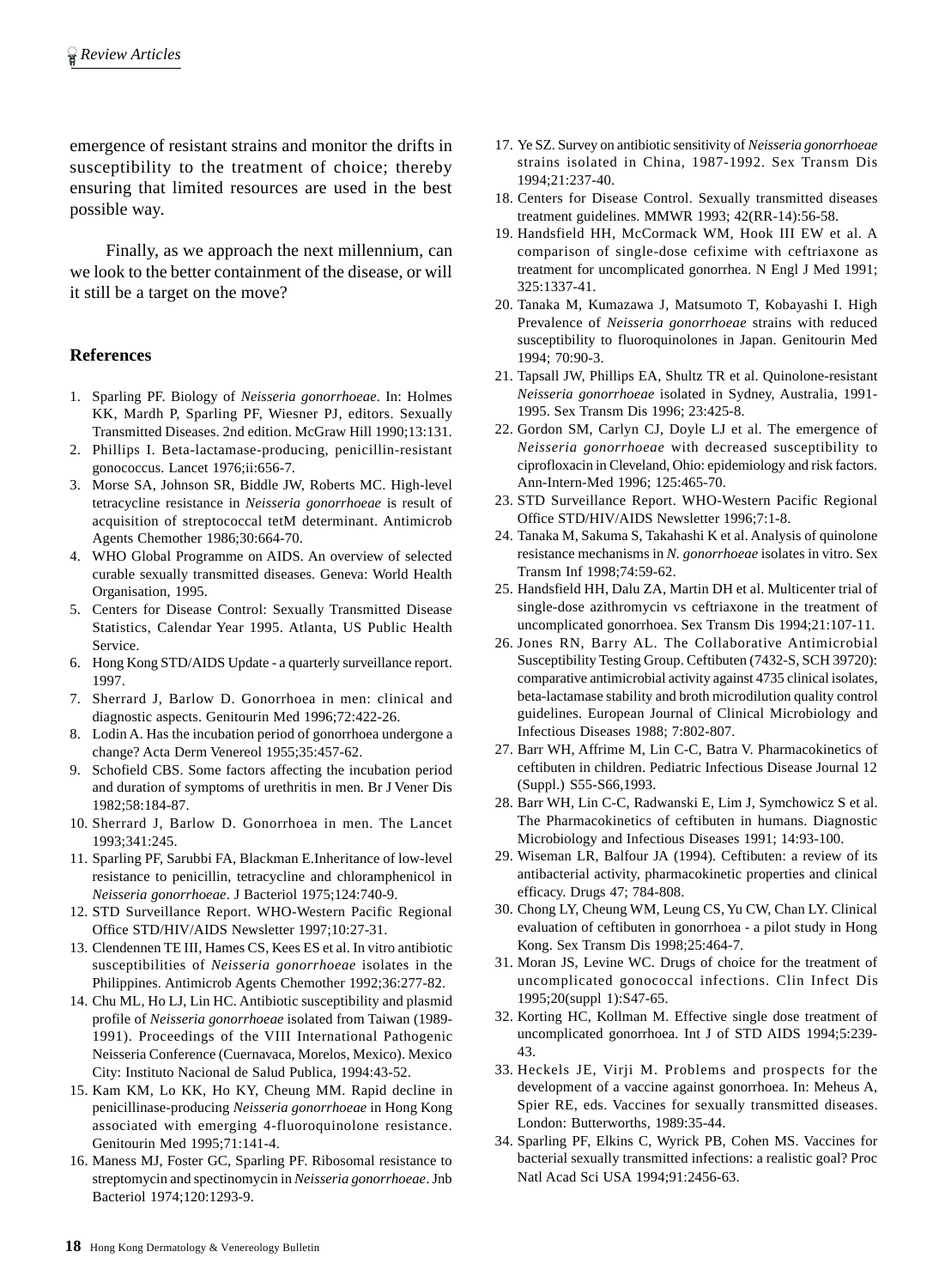emergence of resistant strains and monitor the drifts in susceptibility to the treatment of choice; thereby ensuring that limited resources are used in the best possible way.

Finally, as we approach the next millennium, can we look to the better containment of the disease, or will it still be a target on the move?

## References

1. Sparling PF. Biology of *Neisseria gonorrhoeae*. In: Holmes KK, Mardh P, Sparling PF, Wiesner PJ, editors. Sexually Transmitted Diseases. 2nd edition. McGraw Hill 1990;13:131.
2. Phillips I. Beta-lactamase-producing, penicillin-resistant gonococcus. Lancet 1976;ii:656-7.
3. Morse SA, Johnson SR, Biddle JW, Roberts MC. High-level tetracycline resistance in *Neisseria gonorrhoeae* is result of acquisition of streptococcal tetM determinant. Antimicrob Agents Chemother 1986;30:664-70.
4. WHO Global Programme on AIDS. An overview of selected curable sexually transmitted diseases. Geneva: World Health Organisation, 1995.
5. Centers for Disease Control: Sexually Transmitted Disease Statistics, Calendar Year 1995. Atlanta, US Public Health Service.
6. Hong Kong STD/AIDS Update - a quarterly surveillance report. 1997.
7. Sherrard J, Barlow D. Gonorrhoea in men: clinical and diagnostic aspects. Genitourin Med 1996;72:422-26.
8. Lodin A. Has the incubation period of gonorrhoea undergone a change? Acta Derm Venereol 1955;35:457-62.
9. Schofield CBS. Some factors affecting the incubation period and duration of symptoms of urethritis in men. Br J Vener Dis 1982;58:184-87.
10. Sherrard J, Barlow D. Gonorrhoea in men. The Lancet 1993;341:245.
11. Sparling PF, Sarubbi FA, Blackman E.Inheritance of low-level resistance to penicillin, tetracycline and chloramphenicol in *Neisseria gonorrhoeae*. J Bacteriol 1975;124:740-9.
12. STD Surveillance Report. WHO-Western Pacific Regional Office STD/HIV/AIDS Newsletter 1997;10:27-31.
13. Clendennen TE III, Hames CS, Kees ES et al. In vitro antibiotic susceptibilities of *Neisseria gonorrhoeae* isolates in the Philippines. Antimicrob Agents Chemother 1992;36:277-82.
14. Chu ML, Ho LJ, Lin HC. Antibiotic susceptibility and plasmid profile of *Neisseria gonorrhoeae* isolated from Taiwan (1989-1991). Proceedings of the VIII International Pathogenic Neisseria Conference (Cuernavaca, Morelos, Mexico). Mexico City: Instituto Nacional de Salud Publica, 1994:43-52.
15. Kam KM, Lo KK, Ho KY, Cheung MM. Rapid decline in penicillinase-producing *Neisseria gonorrhoeae* in Hong Kong associated with emerging 4-fluoroquinolone resistance. Genitourin Med 1995;71:141-4.
16. Maness MJ, Foster GC, Sparling PF. Ribosomal resistance to streptomycin and spectinomycin in *Neisseria gonorrhoeae*. Jnb Bacteriol 1974;120:1293-9.
17. Ye SZ. Survey on antibiotic sensitivity of *Neisseria gonorrhoeae* strains isolated in China, 1987-1992. Sex Transm Dis 1994;21:237-40.
18. Centers for Disease Control. Sexually transmitted diseases treatment guidelines. MMWR 1993; 42(RR-14):56-58.
19. Handsfield HH, McCormack WM, Hook III EW et al. A comparison of single-dose cefixime with ceftriaxone as treatment for uncomplicated gonorrhea. N Engl J Med 1991; 325:1337-41.
20. Tanaka M, Kumazawa J, Matsumoto T, Kobayashi I. High Prevalence of *Neisseria gonorrhoeae* strains with reduced susceptibility to fluoroquinolones in Japan. Genitourin Med 1994; 70:90-3.
21. Tapsall JW, Phillips EA, Shultz TR et al. Quinolone-resistant *Neisseria gonorrhoeae* isolated in Sydney, Australia, 1991-1995. Sex Transm Dis 1996; 23:425-8.
22. Gordon SM, Carlyn CJ, Doyle LJ et al. The emergence of *Neisseria gonorrhoeae* with decreased susceptibility to ciprofloxacin in Cleveland, Ohio: epidemiology and risk factors. Ann-Intern-Med 1996; 125:465-70.
23. STD Surveillance Report. WHO-Western Pacific Regional Office STD/HIV/AIDS Newsletter 1996;7:1-8.
24. Tanaka M, Sakuma S, Takahashi K et al. Analysis of quinolone resistance mechanisms in *N. gonorrhoeae* isolates in vitro. Sex Transm Inf 1998;74:59-62.
25. Handsfield HH, Dalu ZA, Martin DH et al. Multicenter trial of single-dose azithromycin vs ceftriaxone in the treatment of uncomplicated gonorrhoea. Sex Transm Dis 1994;21:107-11.
26. Jones RN, Barry AL. The Collaborative Antimicrobial Susceptibility Testing Group. Ceftibuten (7432-S, SCH 39720): comparative antimicrobial activity against 4735 clinical isolates, beta-lactamase stability and broth microdilution quality control guidelines. European Journal of Clinical Microbiology and Infectious Diseases 1988; 7:802-807.
27. Barr WH, Affrime M, Lin C-C, Batra V. Pharmacokinetics of ceftibuten in children. Pediatric Infectious Disease Journal 12 (Suppl.) S55-S66,1993.
28. Barr WH, Lin C-C, Radwanski E, Lim J, Symchowicz S et al. The Pharmacokinetics of ceftibuten in humans. Diagnostic Microbiology and Infectious Diseases 1991; 14:93-100.
29. Wiseman LR, Balfour JA (1994). Ceftibuten: a review of its antibacterial activity, pharmacokinetic properties and clinical efficacy. Drugs 47; 784-808.
30. Chong LY, Cheung WM, Leung CS, Yu CW, Chan LY. Clinical evaluation of ceftibuten in gonorrhoea - a pilot study in Hong Kong. Sex Transm Dis 1998;25:464-7.
31. Moran JS, Levine WC. Drugs of choice for the treatment of uncomplicated gonococcal infections. Clin Infect Dis 1995;20(suppl 1):S47-65.
32. Korting HC, Kollman M. Effective single dose treatment of uncomplicated gonorrhoea. Int J of STD AIDS 1994;5:239-43.
33. Heckels JE, Virji M. Problems and prospects for the development of a vaccine against gonorrhoea. In: Meheus A, Spier RE, eds. Vaccines for sexually transmitted diseases. London: Butterworths, 1989:35-44.
34. Sparling PF, Elkins C, Wyrick PB, Cohen MS. Vaccines for bacterial sexually transmitted infections: a realistic goal? Proc Natl Acad Sci USA 1994;91:2456-63.